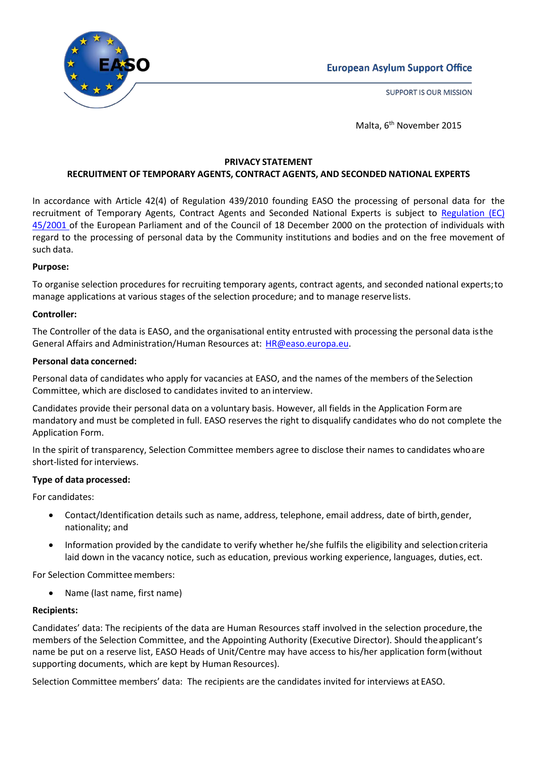European Asylum Support Office

SUPPORT IS OUR MISSION

Malta, 6th November 2015

**PRIVACY STATEMENT**

**RECRUITMENT OF TEMPORARY AGENTS, CONTRACT AGENTS, AND SECONDED NATIONAL EXPERTS**

In accordance with Article 42(4) of Regulation 439/2010 founding EASO the processing of personal data for the recruitment of Temporary Agents, Contract Agents and Seconded National Experts is subject to Regulation (EC) 45/2001 of the European Parliament and of the Council of 18 December 2000 on the protection of individuals with regard to the processing of personal data by the Community institutions and bodies and on the free movement of such data.

**Purpose:**

To organise selection procedures for recruiting temporary agents, contract agents, and seconded national experts; to manage applications at various stages of the selection procedure; and to manage reserve lists.

**Controller:**

The Controller of the data is EASO, and the organisational entity entrusted with processing the personal data is the General Affairs and Administration/Human Resources at: HR@easo.europa.eu.

**Personal data concerned:**

Personal data of candidates who apply for vacancies at EASO, and the names of the members of the Selection Committee, which are disclosed to candidates invited to an interview.

Candidates provide their personal data on a voluntary basis. However, all fields in the Application Form are mandatory and must be completed in full. EASO reserves the right to disqualify candidates who do not complete the Application Form.

In the spirit of transparency, Selection Committee members agree to disclose their names to candidates who are short-listed for interviews.

**Type of data processed:**

For candidates:

- Contact/Identification details such as name, address, telephone, email address, date of birth, gender, nationality; and
- Information provided by the candidate to verify whether he/she fulfils the eligibility and selection criteria laid down in the vacancy notice, such as education, previous working experience, languages, duties, ect.

For Selection Committee members:

- Name (last name, first name)

**Recipients:**

Candidates' data: The recipients of the data are Human Resources staff involved in the selection procedure, the members of the Selection Committee, and the Appointing Authority (Executive Director). Should the applicant's name be put on a reserve list, EASO Heads of Unit/Centre may have access to his/her application form (without supporting documents, which are kept by Human Resources).

Selection Committee members' data: The recipients are the candidates invited for interviews at EASO.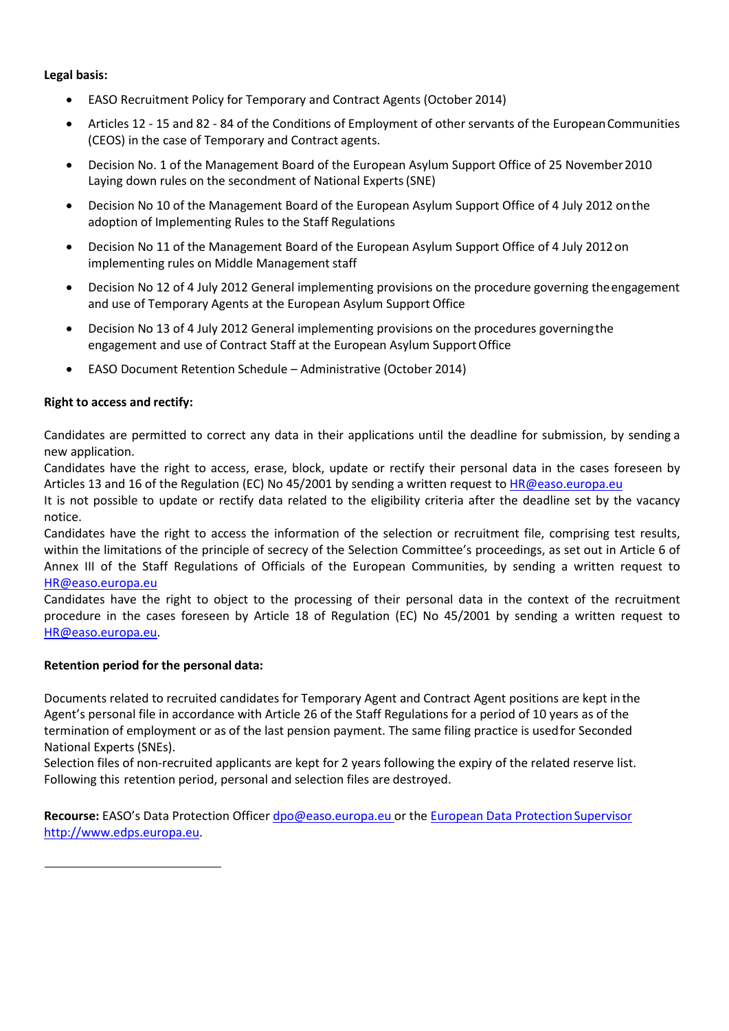**Legal basis:**

- EASO Recruitment Policy for Temporary and Contract Agents (October 2014)
- Articles 12 - 15 and 82 - 84 of the Conditions of Employment of other servants of the European Communities (CEOS) in the case of Temporary and Contract agents.
- Decision No. 1 of the Management Board of the European Asylum Support Office of 25 November 2010 Laying down rules on the secondment of National Experts (SNE)
- Decision No 10 of the Management Board of the European Asylum Support Office of 4 July 2012 on the adoption of Implementing Rules to the Staff Regulations
- Decision No 11 of the Management Board of the European Asylum Support Office of 4 July 2012 on implementing rules on Middle Management staff
- Decision No 12 of 4 July 2012 General implementing provisions on the procedure governing the engagement and use of Temporary Agents at the European Asylum Support Office
- Decision No 13 of 4 July 2012 General implementing provisions on the procedures governing the engagement and use of Contract Staff at the European Asylum Support Office
- EASO Document Retention Schedule – Administrative (October 2014)

**Right to access and rectify:**

Candidates are permitted to correct any data in their applications until the deadline for submission, by sending a new application.
Candidates have the right to access, erase, block, update or rectify their personal data in the cases foreseen by Articles 13 and 16 of the Regulation (EC) No 45/2001 by sending a written request to HR@easo.europa.eu
It is not possible to update or rectify data related to the eligibility criteria after the deadline set by the vacancy notice.
Candidates have the right to access the information of the selection or recruitment file, comprising test results, within the limitations of the principle of secrecy of the Selection Committee's proceedings, as set out in Article 6 of Annex III of the Staff Regulations of Officials of the European Communities, by sending a written request to HR@easo.europa.eu
Candidates have the right to object to the processing of their personal data in the context of the recruitment procedure in the cases foreseen by Article 18 of Regulation (EC) No 45/2001 by sending a written request to HR@easo.europa.eu.

**Retention period for the personal data:**

Documents related to recruited candidates for Temporary Agent and Contract Agent positions are kept in the Agent's personal file in accordance with Article 26 of the Staff Regulations for a period of 10 years as of the termination of employment or as of the last pension payment. The same filing practice is used for Seconded National Experts (SNEs).
Selection files of non-recruited applicants are kept for 2 years following the expiry of the related reserve list. Following this retention period, personal and selection files are destroyed.

**Recourse:** EASO's Data Protection Officer dpo@easo.europa.eu or the European Data Protection Supervisor http://www.edps.europa.eu.